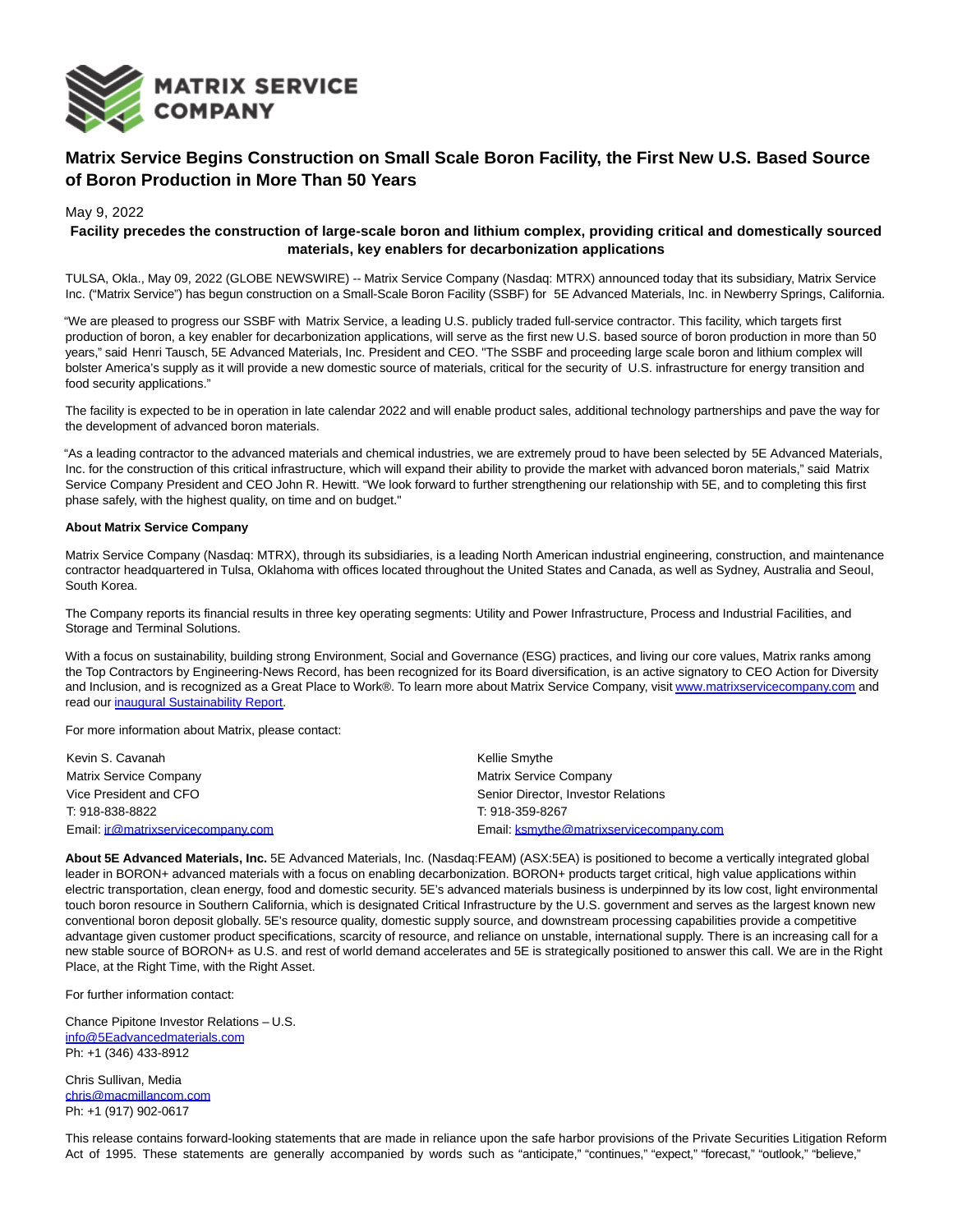# Matrix Service Begins Construction on Small Scale Boron Facility, the First New U.S. Based Source of Boron Production in More Than 50 Years

May 9, 2022

**Facility precedes the construction of large-scale boron and lithium complex, providing critical and domestically sourced materials, key enablers for decarbonization applications**

TULSA, Okla., May 09, 2022 (GLOBE NEWSWIRE) -- Matrix Service Company (Nasdaq: MTRX) announced today that its subsidiary, Matrix Service Inc. ("Matrix Service") has begun construction on a Small-Scale Boron Facility (SSBF) for 5E Advanced Materials, Inc. in Newberry Springs, California.

"We are pleased to progress our SSBF with Matrix Service, a leading U.S. publicly traded full-service contractor. This facility, which targets first production of boron, a key enabler for decarbonization applications, will serve as the first new U.S. based source of boron production in more than 50 years," said Henri Tausch, 5E Advanced Materials, Inc. President and CEO. "The SSBF and proceeding large scale boron and lithium complex will bolster America's supply as it will provide a new domestic source of materials, critical for the security of U.S. infrastructure for energy transition and food security applications."

The facility is expected to be in operation in late calendar 2022 and will enable product sales, additional technology partnerships and pave the way for the development of advanced boron materials.

"As a leading contractor to the advanced materials and chemical industries, we are extremely proud to have been selected by 5E Advanced Materials, Inc. for the construction of this critical infrastructure, which will expand their ability to provide the market with advanced boron materials," said Matrix Service Company President and CEO John R. Hewitt. "We look forward to further strengthening our relationship with 5E, and to completing this first phase safely, with the highest quality, on time and on budget."

**About Matrix Service Company**

Matrix Service Company (Nasdaq: MTRX), through its subsidiaries, is a leading North American industrial engineering, construction, and maintenance contractor headquartered in Tulsa, Oklahoma with offices located throughout the United States and Canada, as well as Sydney, Australia and Seoul, South Korea.

The Company reports its financial results in three key operating segments: Utility and Power Infrastructure, Process and Industrial Facilities, and Storage and Terminal Solutions.

With a focus on sustainability, building strong Environment, Social and Governance (ESG) practices, and living our core values, Matrix ranks among the Top Contractors by Engineering-News Record, has been recognized for its Board diversification, is an active signatory to CEO Action for Diversity and Inclusion, and is recognized as a Great Place to Work®. To learn more about Matrix Service Company, visit www.matrixservicecompany.com and read our inaugural Sustainability Report.

For more information about Matrix, please contact:

Kevin S. Cavanah
Matrix Service Company
Vice President and CFO
T: 918-838-8822
Email: ir@matrixservicecompany.com

Kellie Smythe
Matrix Service Company
Senior Director, Investor Relations
T: 918-359-8267
Email: ksmythe@matrixservicecompany.com

**About 5E Advanced Materials, Inc.** 5E Advanced Materials, Inc. (Nasdaq:FEAM) (ASX:5EA) is positioned to become a vertically integrated global leader in BORON+ advanced materials with a focus on enabling decarbonization. BORON+ products target critical, high value applications within electric transportation, clean energy, food and domestic security. 5E's advanced materials business is underpinned by its low cost, light environmental touch boron resource in Southern California, which is designated Critical Infrastructure by the U.S. government and serves as the largest known new conventional boron deposit globally. 5E's resource quality, domestic supply source, and downstream processing capabilities provide a competitive advantage given customer product specifications, scarcity of resource, and reliance on unstable, international supply. There is an increasing call for a new stable source of BORON+ as U.S. and rest of world demand accelerates and 5E is strategically positioned to answer this call. We are in the Right Place, at the Right Time, with the Right Asset.

For further information contact:

Chance Pipitone Investor Relations – U.S.
info@5Eadvancedmaterials.com
Ph: +1 (346) 433-8912

Chris Sullivan, Media
chris@macmillancom.com
Ph: +1 (917) 902-0617

This release contains forward-looking statements that are made in reliance upon the safe harbor provisions of the Private Securities Litigation Reform Act of 1995. These statements are generally accompanied by words such as "anticipate," "continues," "expect," "forecast," "outlook," "believe,"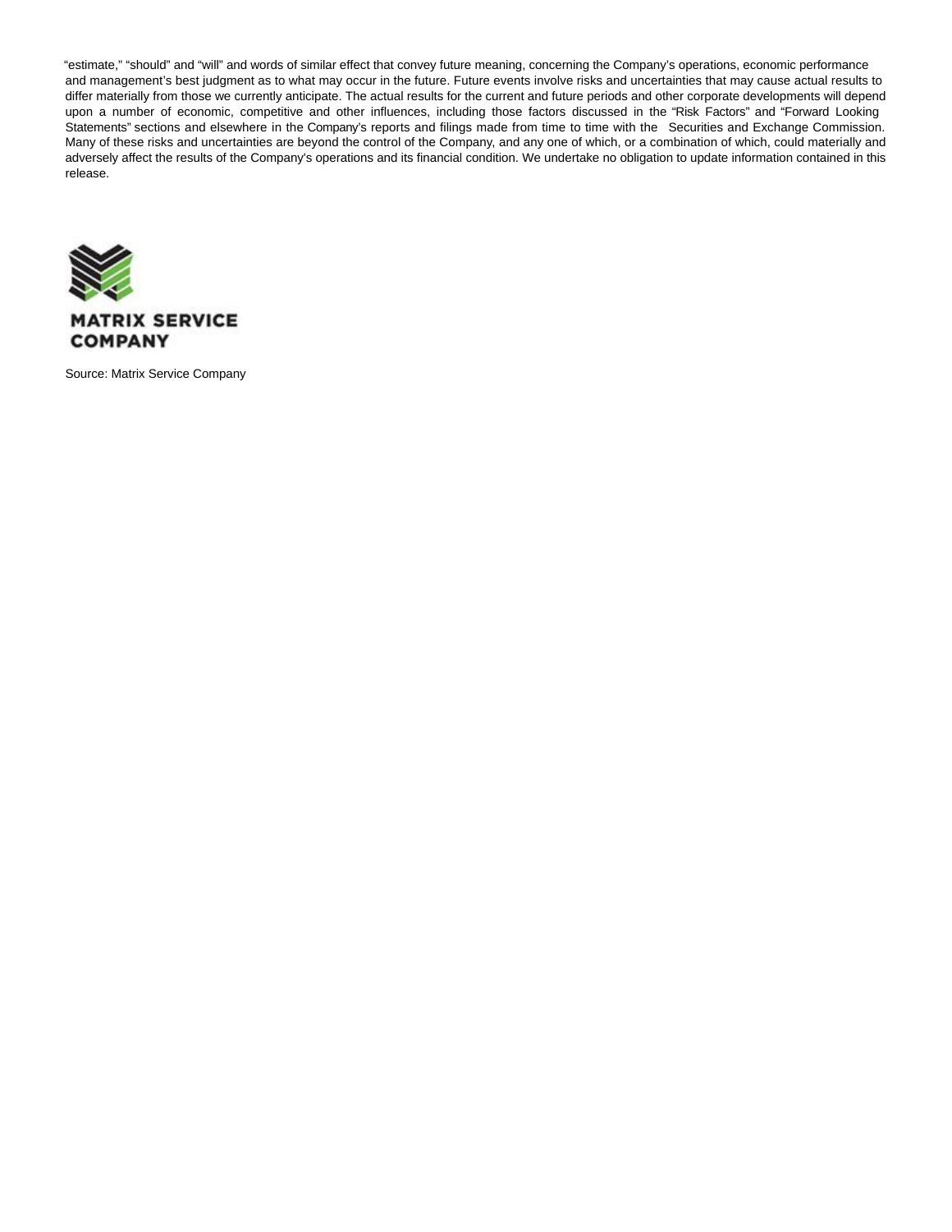"estimate," "should" and "will" and words of similar effect that convey future meaning, concerning the Company's operations, economic performance and management's best judgment as to what may occur in the future. Future events involve risks and uncertainties that may cause actual results to differ materially from those we currently anticipate. The actual results for the current and future periods and other corporate developments will depend upon a number of economic, competitive and other influences, including those factors discussed in the "Risk Factors" and "Forward Looking Statements" sections and elsewhere in the Company's reports and filings made from time to time with the Securities and Exchange Commission. Many of these risks and uncertainties are beyond the control of the Company, and any one of which, or a combination of which, could materially and adversely affect the results of the Company's operations and its financial condition. We undertake no obligation to update information contained in this release.

MATRIX SERVICE COMPANY

Source: Matrix Service Company